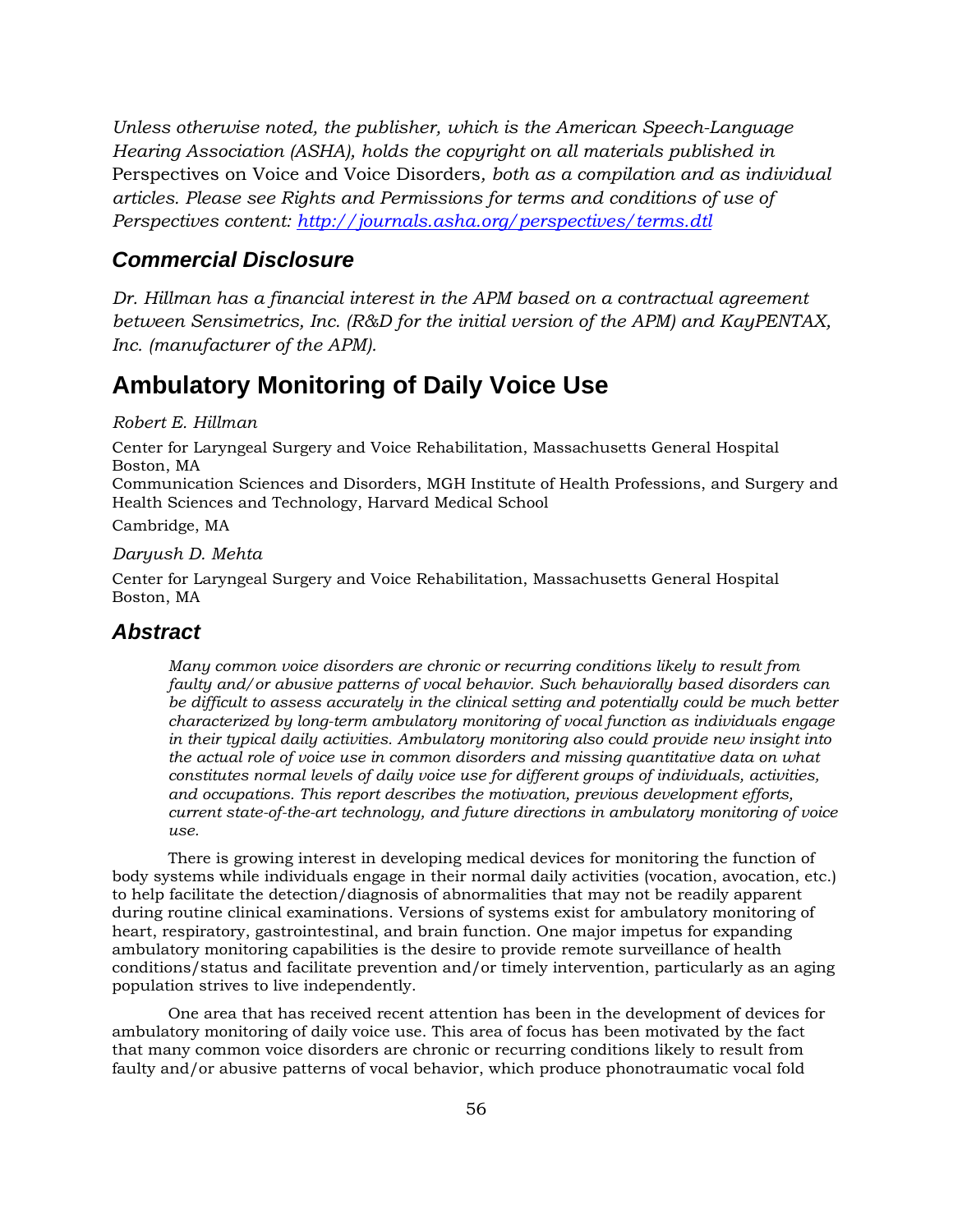*Unless otherwise noted, the publisher, which is the American Speech-Language Hearing Association (ASHA), holds the copyright on all materials published in* Perspectives on Voice and Voice Disorders*, both as a compilation and as individual articles. Please see Rights and Permissions for terms and conditions of use of Perspectives content: [http://journals.asha.org/perspectives/terms.dtl](http://journals.asha.org/perspectives/terms.dtl)*

### *Commercial Disclosure*

*Dr. Hillman has a financial interest in the APM based on a contractual agreement between Sensimetrics, Inc. (R&D for the initial version of the APM) and KayPENTAX, Inc. (manufacturer of the APM).*

# Ambulatory Monitoring of Daily Voice Use

*Robert E. Hillman*

Center for Laryngeal Surgery and Voice Rehabilitation, Massachusetts General Hospital
Boston, MA
Communication Sciences and Disorders, MGH Institute of Health Professions, and Surgery and Health Sciences and Technology, Harvard Medical School

Cambridge, MA

*Daryush D. Mehta*

Center for Laryngeal Surgery and Voice Rehabilitation, Massachusetts General Hospital
Boston, MA

## *Abstract*

> *Many common voice disorders are chronic or recurring conditions likely to result from faulty and/or abusive patterns of vocal behavior. Such behaviorally based disorders can be difficult to assess accurately in the clinical setting and potentially could be much better characterized by long-term ambulatory monitoring of vocal function as individuals engage in their typical daily activities. Ambulatory monitoring also could provide new insight into the actual role of voice use in common disorders and missing quantitative data on what constitutes normal levels of daily voice use for different groups of individuals, activities, and occupations. This report describes the motivation, previous development efforts, current state-of-the-art technology, and future directions in ambulatory monitoring of voice use.*

There is growing interest in developing medical devices for monitoring the function of body systems while individuals engage in their normal daily activities (vocation, avocation, etc.) to help facilitate the detection/diagnosis of abnormalities that may not be readily apparent during routine clinical examinations. Versions of systems exist for ambulatory monitoring of heart, respiratory, gastrointestinal, and brain function. One major impetus for expanding ambulatory monitoring capabilities is the desire to provide remote surveillance of health conditions/status and facilitate prevention and/or timely intervention, particularly as an aging population strives to live independently.

One area that has received recent attention has been in the development of devices for ambulatory monitoring of daily voice use. This area of focus has been motivated by the fact that many common voice disorders are chronic or recurring conditions likely to result from faulty and/or abusive patterns of vocal behavior, which produce phonotraumatic vocal fold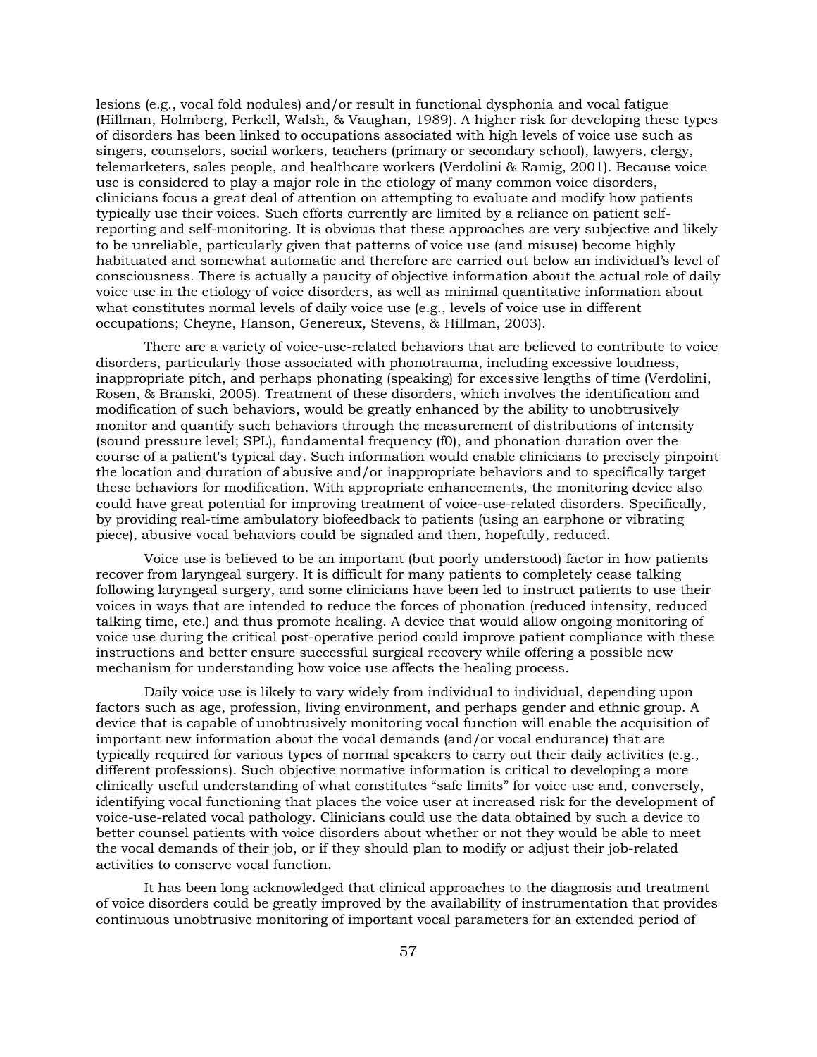lesions (e.g., vocal fold nodules) and/or result in functional dysphonia and vocal fatigue (Hillman, Holmberg, Perkell, Walsh, & Vaughan, 1989). A higher risk for developing these types of disorders has been linked to occupations associated with high levels of voice use such as singers, counselors, social workers, teachers (primary or secondary school), lawyers, clergy, telemarketers, sales people, and healthcare workers (Verdolini & Ramig, 2001). Because voice use is considered to play a major role in the etiology of many common voice disorders, clinicians focus a great deal of attention on attempting to evaluate and modify how patients typically use their voices. Such efforts currently are limited by a reliance on patient self-reporting and self-monitoring. It is obvious that these approaches are very subjective and likely to be unreliable, particularly given that patterns of voice use (and misuse) become highly habituated and somewhat automatic and therefore are carried out below an individual's level of consciousness. There is actually a paucity of objective information about the actual role of daily voice use in the etiology of voice disorders, as well as minimal quantitative information about what constitutes normal levels of daily voice use (e.g., levels of voice use in different occupations; Cheyne, Hanson, Genereux, Stevens, & Hillman, 2003).

There are a variety of voice-use-related behaviors that are believed to contribute to voice disorders, particularly those associated with phonotrauma, including excessive loudness, inappropriate pitch, and perhaps phonating (speaking) for excessive lengths of time (Verdolini, Rosen, & Branski, 2005). Treatment of these disorders, which involves the identification and modification of such behaviors, would be greatly enhanced by the ability to unobtrusively monitor and quantify such behaviors through the measurement of distributions of intensity (sound pressure level; SPL), fundamental frequency (f0), and phonation duration over the course of a patient's typical day. Such information would enable clinicians to precisely pinpoint the location and duration of abusive and/or inappropriate behaviors and to specifically target these behaviors for modification. With appropriate enhancements, the monitoring device also could have great potential for improving treatment of voice-use-related disorders. Specifically, by providing real-time ambulatory biofeedback to patients (using an earphone or vibrating piece), abusive vocal behaviors could be signaled and then, hopefully, reduced.

Voice use is believed to be an important (but poorly understood) factor in how patients recover from laryngeal surgery. It is difficult for many patients to completely cease talking following laryngeal surgery, and some clinicians have been led to instruct patients to use their voices in ways that are intended to reduce the forces of phonation (reduced intensity, reduced talking time, etc.) and thus promote healing. A device that would allow ongoing monitoring of voice use during the critical post-operative period could improve patient compliance with these instructions and better ensure successful surgical recovery while offering a possible new mechanism for understanding how voice use affects the healing process.

Daily voice use is likely to vary widely from individual to individual, depending upon factors such as age, profession, living environment, and perhaps gender and ethnic group. A device that is capable of unobtrusively monitoring vocal function will enable the acquisition of important new information about the vocal demands (and/or vocal endurance) that are typically required for various types of normal speakers to carry out their daily activities (e.g., different professions). Such objective normative information is critical to developing a more clinically useful understanding of what constitutes "safe limits" for voice use and, conversely, identifying vocal functioning that places the voice user at increased risk for the development of voice-use-related vocal pathology. Clinicians could use the data obtained by such a device to better counsel patients with voice disorders about whether or not they would be able to meet the vocal demands of their job, or if they should plan to modify or adjust their job-related activities to conserve vocal function.

It has been long acknowledged that clinical approaches to the diagnosis and treatment of voice disorders could be greatly improved by the availability of instrumentation that provides continuous unobtrusive monitoring of important vocal parameters for an extended period of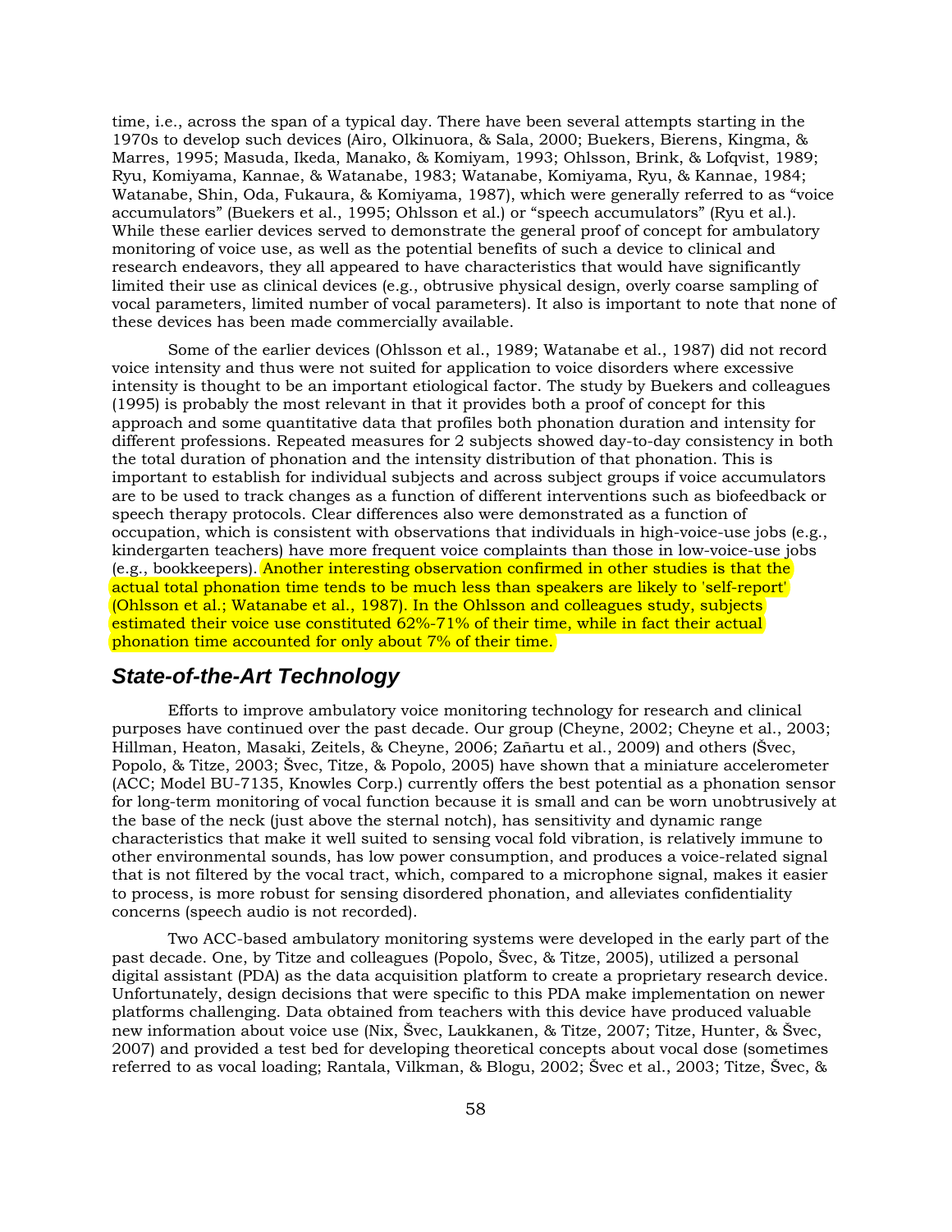time, i.e., across the span of a typical day. There have been several attempts starting in the 1970s to develop such devices (Airo, Olkinuora, & Sala, 2000; Buekers, Bierens, Kingma, & Marres, 1995; Masuda, Ikeda, Manako, & Komiyam, 1993; Ohlsson, Brink, & Lofqvist, 1989; Ryu, Komiyama, Kannae, & Watanabe, 1983; Watanabe, Komiyama, Ryu, & Kannae, 1984; Watanabe, Shin, Oda, Fukaura, & Komiyama, 1987), which were generally referred to as "voice accumulators" (Buekers et al., 1995; Ohlsson et al.) or "speech accumulators" (Ryu et al.). While these earlier devices served to demonstrate the general proof of concept for ambulatory monitoring of voice use, as well as the potential benefits of such a device to clinical and research endeavors, they all appeared to have characteristics that would have significantly limited their use as clinical devices (e.g., obtrusive physical design, overly coarse sampling of vocal parameters, limited number of vocal parameters). It also is important to note that none of these devices has been made commercially available.

Some of the earlier devices (Ohlsson et al., 1989; Watanabe et al., 1987) did not record voice intensity and thus were not suited for application to voice disorders where excessive intensity is thought to be an important etiological factor. The study by Buekers and colleagues (1995) is probably the most relevant in that it provides both a proof of concept for this approach and some quantitative data that profiles both phonation duration and intensity for different professions. Repeated measures for 2 subjects showed day-to-day consistency in both the total duration of phonation and the intensity distribution of that phonation. This is important to establish for individual subjects and across subject groups if voice accumulators are to be used to track changes as a function of different interventions such as biofeedback or speech therapy protocols. Clear differences also were demonstrated as a function of occupation, which is consistent with observations that individuals in high-voice-use jobs (e.g., kindergarten teachers) have more frequent voice complaints than those in low-voice-use jobs (e.g., bookkeepers). Another interesting observation confirmed in other studies is that the actual total phonation time tends to be much less than speakers are likely to 'self-report' (Ohlsson et al.; Watanabe et al., 1987). In the Ohlsson and colleagues study, subjects estimated their voice use constituted 62%-71% of their time, while in fact their actual phonation time accounted for only about 7% of their time.

## *State-of-the-Art Technology*

Efforts to improve ambulatory voice monitoring technology for research and clinical purposes have continued over the past decade. Our group (Cheyne, 2002; Cheyne et al., 2003; Hillman, Heaton, Masaki, Zeitels, & Cheyne, 2006; Zañartu et al., 2009) and others (Švec, Popolo, & Titze, 2003; Švec, Titze, & Popolo, 2005) have shown that a miniature accelerometer (ACC; Model BU-7135, Knowles Corp.) currently offers the best potential as a phonation sensor for long-term monitoring of vocal function because it is small and can be worn unobtrusively at the base of the neck (just above the sternal notch), has sensitivity and dynamic range characteristics that make it well suited to sensing vocal fold vibration, is relatively immune to other environmental sounds, has low power consumption, and produces a voice-related signal that is not filtered by the vocal tract, which, compared to a microphone signal, makes it easier to process, is more robust for sensing disordered phonation, and alleviates confidentiality concerns (speech audio is not recorded).

Two ACC-based ambulatory monitoring systems were developed in the early part of the past decade. One, by Titze and colleagues (Popolo, Švec, & Titze, 2005), utilized a personal digital assistant (PDA) as the data acquisition platform to create a proprietary research device. Unfortunately, design decisions that were specific to this PDA make implementation on newer platforms challenging. Data obtained from teachers with this device have produced valuable new information about voice use (Nix, Švec, Laukkanen, & Titze, 2007; Titze, Hunter, & Švec, 2007) and provided a test bed for developing theoretical concepts about vocal dose (sometimes referred to as vocal loading; Rantala, Vilkman, & Blogu, 2002; Švec et al., 2003; Titze, Švec, &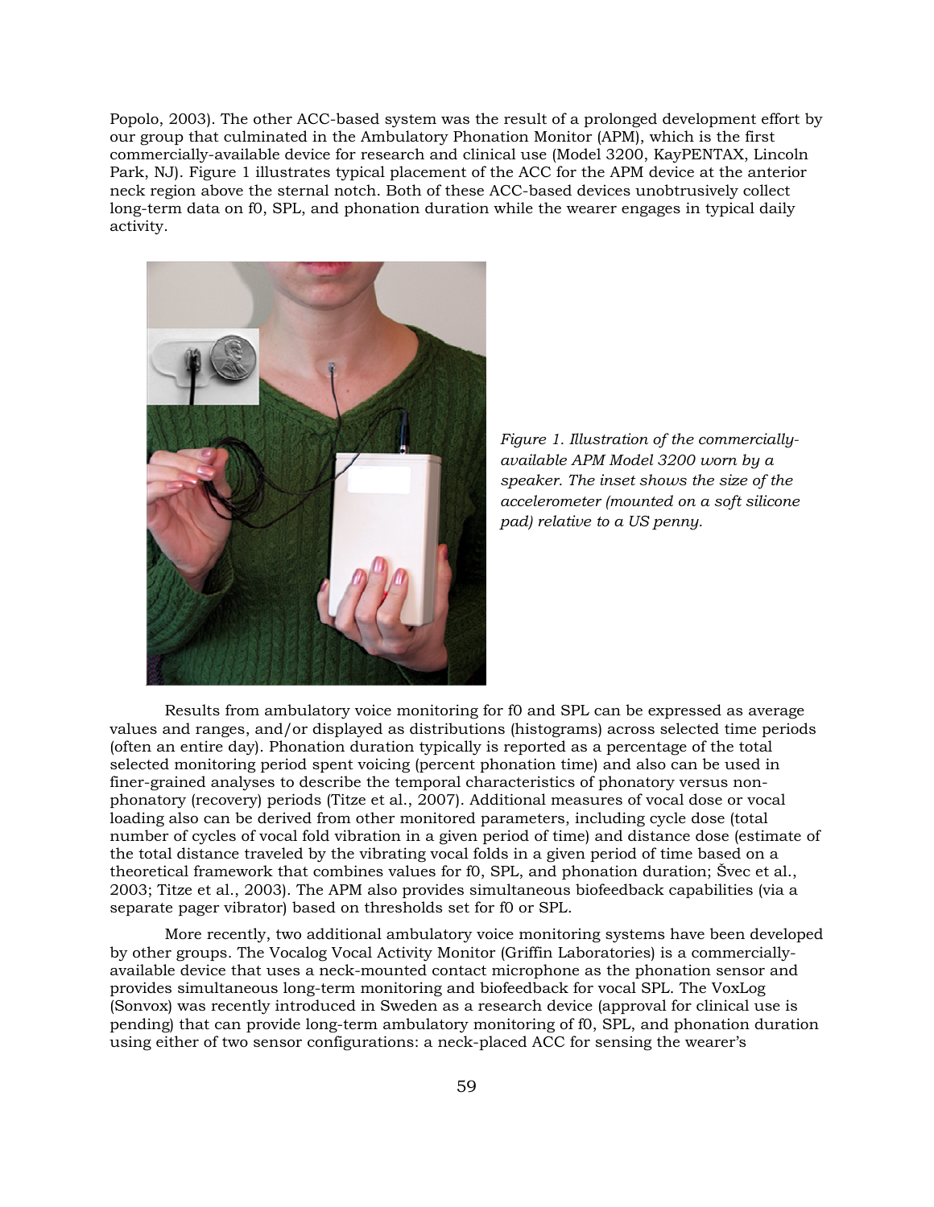Popolo, 2003). The other ACC-based system was the result of a prolonged development effort by our group that culminated in the Ambulatory Phonation Monitor (APM), which is the first commercially-available device for research and clinical use (Model 3200, KayPENTAX, Lincoln Park, NJ). Figure 1 illustrates typical placement of the ACC for the APM device at the anterior neck region above the sternal notch. Both of these ACC-based devices unobtrusively collect long-term data on f0, SPL, and phonation duration while the wearer engages in typical daily activity.

*Figure 1. Illustration of the commercially-available APM Model 3200 worn by a speaker. The inset shows the size of the accelerometer (mounted on a soft silicone pad) relative to a US penny.*

Results from ambulatory voice monitoring for f0 and SPL can be expressed as average values and ranges, and/or displayed as distributions (histograms) across selected time periods (often an entire day). Phonation duration typically is reported as a percentage of the total selected monitoring period spent voicing (percent phonation time) and also can be used in finer-grained analyses to describe the temporal characteristics of phonatory versus non-phonatory (recovery) periods (Titze et al., 2007). Additional measures of vocal dose or vocal loading also can be derived from other monitored parameters, including cycle dose (total number of cycles of vocal fold vibration in a given period of time) and distance dose (estimate of the total distance traveled by the vibrating vocal folds in a given period of time based on a theoretical framework that combines values for f0, SPL, and phonation duration; Švec et al., 2003; Titze et al., 2003). The APM also provides simultaneous biofeedback capabilities (via a separate pager vibrator) based on thresholds set for f0 or SPL.

More recently, two additional ambulatory voice monitoring systems have been developed by other groups. The Vocalog Vocal Activity Monitor (Griffin Laboratories) is a commercially-available device that uses a neck-mounted contact microphone as the phonation sensor and provides simultaneous long-term monitoring and biofeedback for vocal SPL. The VoxLog (Sonvox) was recently introduced in Sweden as a research device (approval for clinical use is pending) that can provide long-term ambulatory monitoring of f0, SPL, and phonation duration using either of two sensor configurations: a neck-placed ACC for sensing the wearer's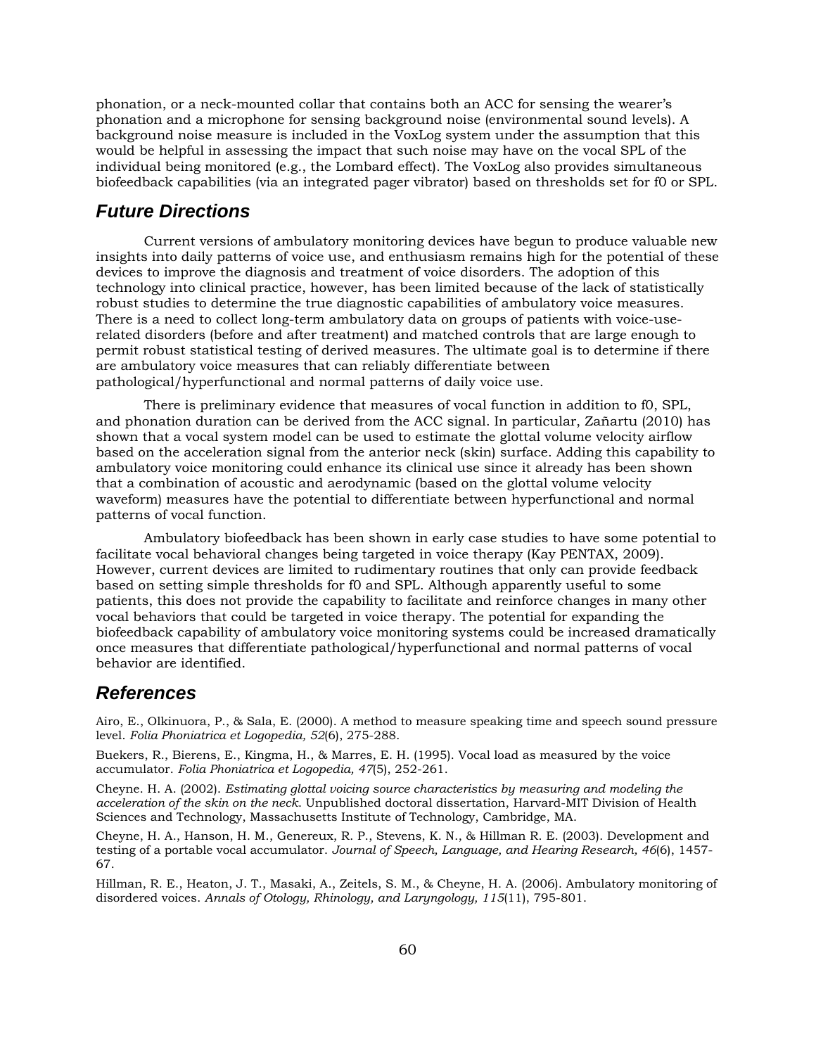phonation, or a neck-mounted collar that contains both an ACC for sensing the wearer's phonation and a microphone for sensing background noise (environmental sound levels). A background noise measure is included in the VoxLog system under the assumption that this would be helpful in assessing the impact that such noise may have on the vocal SPL of the individual being monitored (e.g., the Lombard effect). The VoxLog also provides simultaneous biofeedback capabilities (via an integrated pager vibrator) based on thresholds set for f0 or SPL.

## *Future Directions*

Current versions of ambulatory monitoring devices have begun to produce valuable new insights into daily patterns of voice use, and enthusiasm remains high for the potential of these devices to improve the diagnosis and treatment of voice disorders. The adoption of this technology into clinical practice, however, has been limited because of the lack of statistically robust studies to determine the true diagnostic capabilities of ambulatory voice measures. There is a need to collect long-term ambulatory data on groups of patients with voice-use-related disorders (before and after treatment) and matched controls that are large enough to permit robust statistical testing of derived measures. The ultimate goal is to determine if there are ambulatory voice measures that can reliably differentiate between pathological/hyperfunctional and normal patterns of daily voice use.

There is preliminary evidence that measures of vocal function in addition to f0, SPL, and phonation duration can be derived from the ACC signal. In particular, Zañartu (2010) has shown that a vocal system model can be used to estimate the glottal volume velocity airflow based on the acceleration signal from the anterior neck (skin) surface. Adding this capability to ambulatory voice monitoring could enhance its clinical use since it already has been shown that a combination of acoustic and aerodynamic (based on the glottal volume velocity waveform) measures have the potential to differentiate between hyperfunctional and normal patterns of vocal function.

Ambulatory biofeedback has been shown in early case studies to have some potential to facilitate vocal behavioral changes being targeted in voice therapy (Kay PENTAX, 2009). However, current devices are limited to rudimentary routines that only can provide feedback based on setting simple thresholds for f0 and SPL. Although apparently useful to some patients, this does not provide the capability to facilitate and reinforce changes in many other vocal behaviors that could be targeted in voice therapy. The potential for expanding the biofeedback capability of ambulatory voice monitoring systems could be increased dramatically once measures that differentiate pathological/hyperfunctional and normal patterns of vocal behavior are identified.

## *References*

Airo, E., Olkinuora, P., & Sala, E. (2000). A method to measure speaking time and speech sound pressure level. *Folia Phoniatrica et Logopedia, 52*(6), 275-288.

Buekers, R., Bierens, E., Kingma, H., & Marres, E. H. (1995). Vocal load as measured by the voice accumulator. *Folia Phoniatrica et Logopedia, 47*(5), 252-261.

Cheyne. H. A. (2002). *Estimating glottal voicing source characteristics by measuring and modeling the acceleration of the skin on the neck*. Unpublished doctoral dissertation, Harvard-MIT Division of Health Sciences and Technology, Massachusetts Institute of Technology, Cambridge, MA.

Cheyne, H. A., Hanson, H. M., Genereux, R. P., Stevens, K. N., & Hillman R. E. (2003). Development and testing of a portable vocal accumulator. *Journal of Speech, Language, and Hearing Research, 46*(6), 1457-67.

Hillman, R. E., Heaton, J. T., Masaki, A., Zeitels, S. M., & Cheyne, H. A. (2006). Ambulatory monitoring of disordered voices. *Annals of Otology, Rhinology, and Laryngology, 115*(11), 795-801.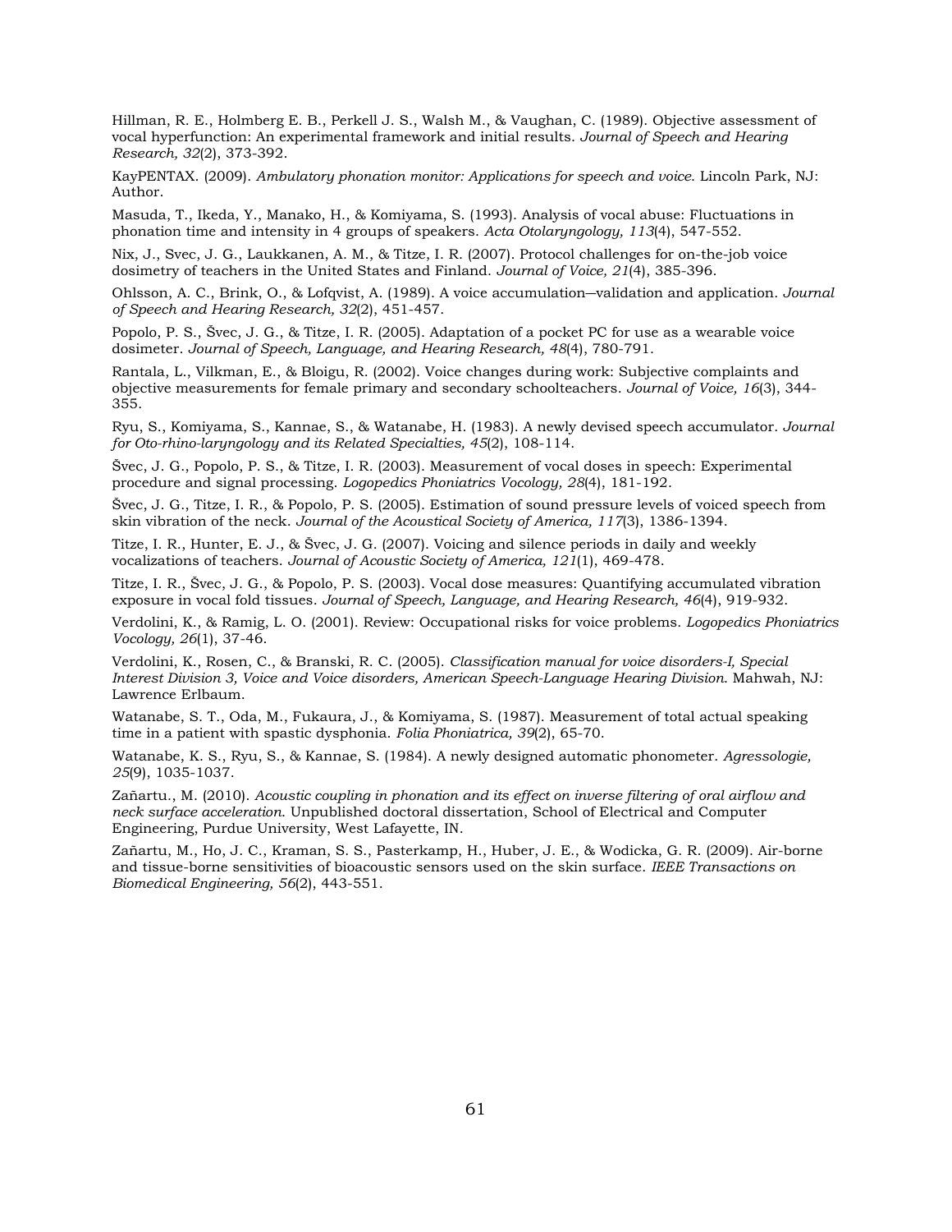Hillman, R. E., Holmberg E. B., Perkell J. S., Walsh M., & Vaughan, C. (1989). Objective assessment of vocal hyperfunction: An experimental framework and initial results. *Journal of Speech and Hearing Research, 32*(2), 373-392.

KayPENTAX. (2009). *Ambulatory phonation monitor: Applications for speech and voice*. Lincoln Park, NJ: Author.

Masuda, T., Ikeda, Y., Manako, H., & Komiyama, S. (1993). Analysis of vocal abuse: Fluctuations in phonation time and intensity in 4 groups of speakers. *Acta Otolaryngology, 113*(4), 547-552.

Nix, J., Svec, J. G., Laukkanen, A. M., & Titze, I. R. (2007). Protocol challenges for on-the-job voice dosimetry of teachers in the United States and Finland. *Journal of Voice, 21*(4), 385-396.

Ohlsson, A. C., Brink, O., & Lofqvist, A. (1989). A voice accumulation—validation and application. *Journal of Speech and Hearing Research, 32*(2), 451-457.

Popolo, P. S., Švec, J. G., & Titze, I. R. (2005). Adaptation of a pocket PC for use as a wearable voice dosimeter. *Journal of Speech, Language, and Hearing Research, 48*(4), 780-791.

Rantala, L., Vilkman, E., & Bloigu, R. (2002). Voice changes during work: Subjective complaints and objective measurements for female primary and secondary schoolteachers. *Journal of Voice, 16*(3), 344-355.

Ryu, S., Komiyama, S., Kannae, S., & Watanabe, H. (1983). A newly devised speech accumulator. *Journal for Oto-rhino-laryngology and its Related Specialties, 45*(2), 108-114.

Švec, J. G., Popolo, P. S., & Titze, I. R. (2003). Measurement of vocal doses in speech: Experimental procedure and signal processing. *Logopedics Phoniatrics Vocology, 28*(4), 181-192.

Švec, J. G., Titze, I. R., & Popolo, P. S. (2005). Estimation of sound pressure levels of voiced speech from skin vibration of the neck. *Journal of the Acoustical Society of America, 117*(3), 1386-1394.

Titze, I. R., Hunter, E. J., & Švec, J. G. (2007). Voicing and silence periods in daily and weekly vocalizations of teachers. *Journal of Acoustic Society of America, 121*(1), 469-478.

Titze, I. R., Švec, J. G., & Popolo, P. S. (2003). Vocal dose measures: Quantifying accumulated vibration exposure in vocal fold tissues. *Journal of Speech, Language, and Hearing Research, 46*(4), 919-932.

Verdolini, K., & Ramig, L. O. (2001). Review: Occupational risks for voice problems. *Logopedics Phoniatrics Vocology, 26*(1), 37-46.

Verdolini, K., Rosen, C., & Branski, R. C. (2005). *Classification manual for voice disorders-I, Special Interest Division 3, Voice and Voice disorders, American Speech-Language Hearing Division*. Mahwah, NJ: Lawrence Erlbaum.

Watanabe, S. T., Oda, M., Fukaura, J., & Komiyama, S. (1987). Measurement of total actual speaking time in a patient with spastic dysphonia. *Folia Phoniatrica, 39*(2), 65-70.

Watanabe, K. S., Ryu, S., & Kannae, S. (1984). A newly designed automatic phonometer. *Agressologie, 25*(9), 1035-1037.

Zañartu., M. (2010). *Acoustic coupling in phonation and its effect on inverse filtering of oral airflow and neck surface acceleration*. Unpublished doctoral dissertation, School of Electrical and Computer Engineering, Purdue University, West Lafayette, IN.

Zañartu, M., Ho, J. C., Kraman, S. S., Pasterkamp, H., Huber, J. E., & Wodicka, G. R. (2009). Air-borne and tissue-borne sensitivities of bioacoustic sensors used on the skin surface. *IEEE Transactions on Biomedical Engineering, 56*(2), 443-551.